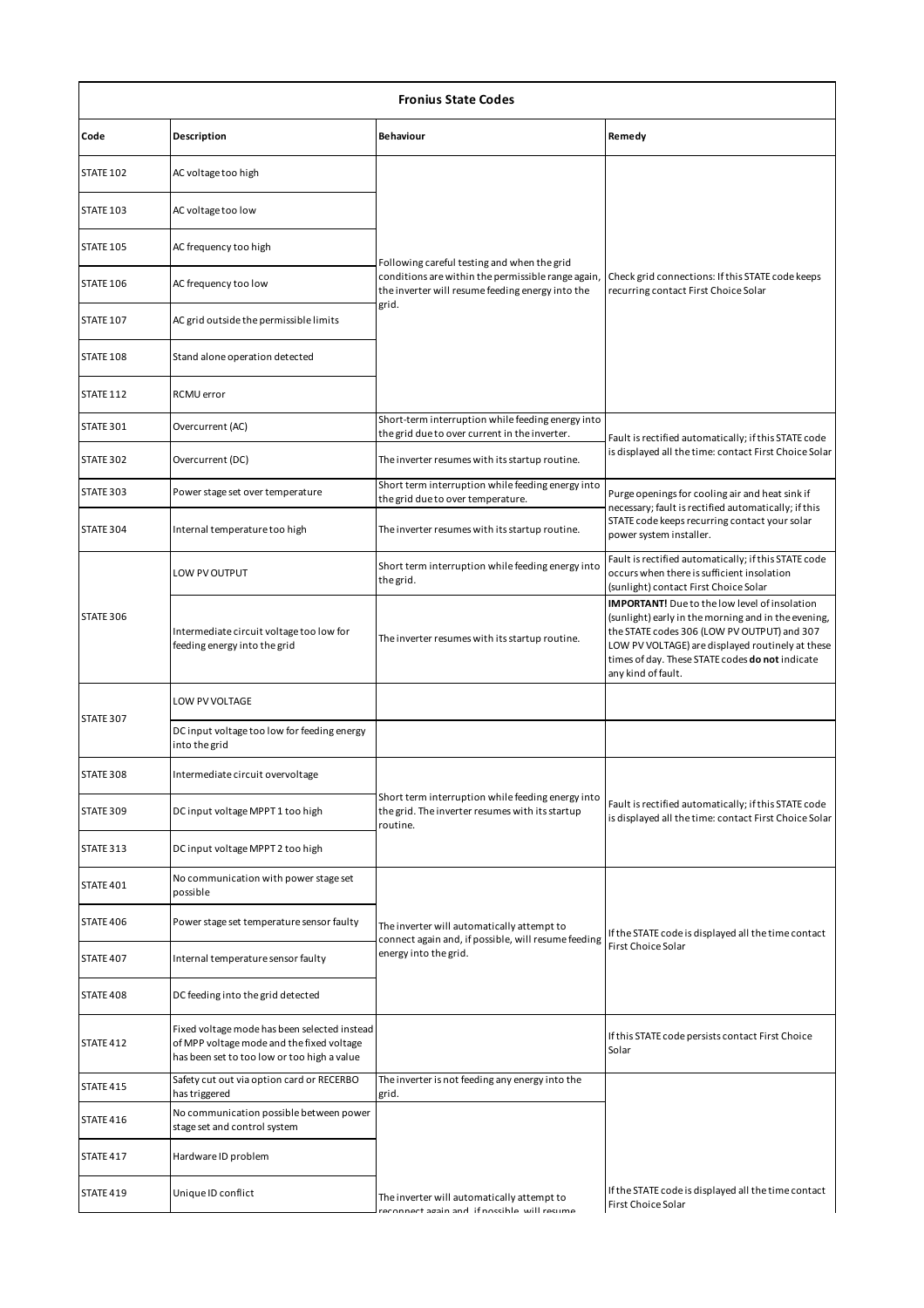| Fronius State Codes | | | |
|---|---|---|---|
| **Code** | **Description** | **Behaviour** | **Remedy** |
| STATE 102 | AC voltage too high | Following careful testing and when the grid conditions are within the permissible range again, the inverter will resume feeding energy into the grid. | Check grid connections: If this STATE code keeps recurring contact First Choice Solar |
| STATE 103 | AC voltage too low | | |
| STATE 105 | AC frequency too high | | |
| STATE 106 | AC frequency too low | | |
| STATE 107 | AC grid outside the permissible limits | | |
| STATE 108 | Stand alone operation detected | | |
| STATE 112 | RCMU error | | |
| STATE 301 | Overcurrent (AC) | Short-term interruption while feeding energy into the grid due to over current in the inverter. | Fault is rectified automatically; if this STATE code is displayed all the time: contact First Choice Solar |
| STATE 302 | Overcurrent (DC) | The inverter resumes with its startup routine. | |
| STATE 303 | Power stage set over temperature | Short term interruption while feeding energy into the grid due to over temperature. | Purge openings for cooling air and heat sink if necessary; fault is rectified automatically; if this STATE code keeps recurring contact your solar power system installer. |
| STATE 304 | Internal temperature too high | The inverter resumes with its startup routine. | |
| STATE 306 | LOW PV OUTPUT | Short term interruption while feeding energy into the grid. | Fault is rectified automatically; if this STATE code occurs when there is sufficient insolation (sunlight) contact First Choice Solar |
| | Intermediate circuit voltage too low for feeding energy into the grid | The inverter resumes with its startup routine. | **IMPORTANT!** Due to the low level of insolation (sunlight) early in the morning and in the evening, the STATE codes 306 (LOW PV OUTPUT) and 307 LOW PV VOLTAGE) are displayed routinely at these times of day. These STATE codes **do not** indicate any kind of fault. |
| STATE 307 | LOW PV VOLTAGE | | |
| | DC input voltage too low for feeding energy into the grid | | |
| STATE 308 | Intermediate circuit overvoltage | Short term interruption while feeding energy into the grid. The inverter resumes with its startup routine. | Fault is rectified automatically; if this STATE code is displayed all the time: contact First Choice Solar |
| STATE 309 | DC input voltage MPPT 1 too high | | |
| STATE 313 | DC input voltage MPPT 2 too high | | |
| STATE 401 | No communication with power stage set possible | The inverter will automatically attempt to connect again and, if possible, will resume feeding energy into the grid. | If the STATE code is displayed all the time contact First Choice Solar |
| STATE 406 | Power stage set temperature sensor faulty | | |
| STATE 407 | Internal temperature sensor faulty | | |
| STATE 408 | DC feeding into the grid detected | | |
| STATE 412 | Fixed voltage mode has been selected instead of MPP voltage mode and the fixed voltage has been set to too low or too high a value | | If this STATE code persists contact First Choice Solar |
| STATE 415 | Safety cut out via option card or RECERBO has triggered | The inverter is not feeding any energy into the grid. | If the STATE code is displayed all the time contact First Choice Solar |
| STATE 416 | No communication possible between power stage set and control system | The inverter will automatically attempt to reconnect again and, if possible, will resume | |
| STATE 417 | Hardware ID problem | | |
| STATE 419 | Unique ID conflict | | |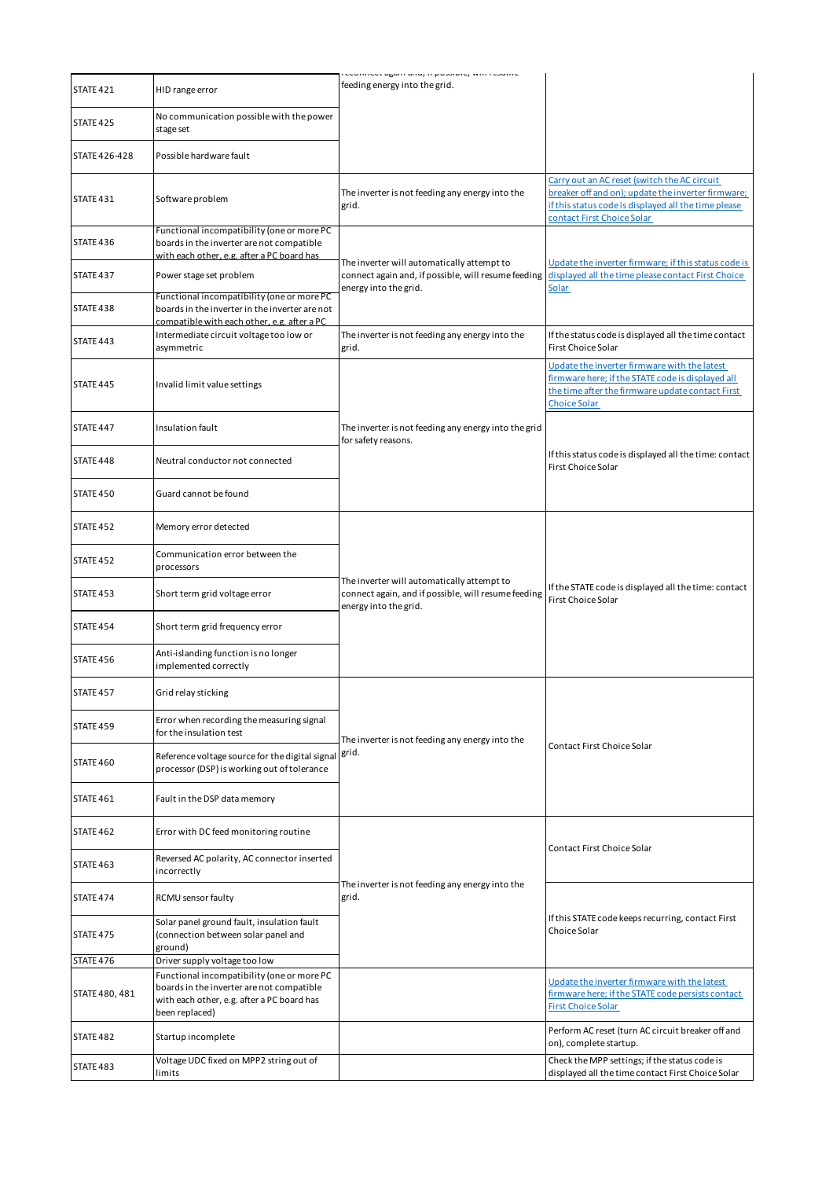| | | | |
|---|---|---|---|
| STATE 421 | HID range error | reconnect again and, if possible, will resume feeding energy into the grid. | |
| STATE 425 | No communication possible with the power stage set | | |
| STATE 426-428 | Possible hardware fault | | |
| STATE 431 | Software problem | The inverter is not feeding any energy into the grid. | Carry out an AC reset (switch the AC circuit breaker off and on); update the inverter firmware; if this status code is displayed all the time please contact First Choice Solar |
| STATE 436 | Functional incompatibility (one or more PC boards in the inverter are not compatible with each other, e.g. after a PC board has | The inverter will automatically attempt to connect again and, if possible, will resume feeding energy into the grid. | Update the inverter firmware; if this status code is displayed all the time please contact First Choice Solar |
| STATE 437 | Power stage set problem | | |
| STATE 438 | Functional incompatibility (one or more PC boards in the inverter are not compatible with each other, e.g. after a PC | | |
| STATE 443 | Intermediate circuit voltage too low or asymmetric | The inverter is not feeding any energy into the grid. | If the status code is displayed all the time contact First Choice Solar |
| STATE 445 | Invalid limit value settings | The inverter is not feeding any energy into the grid for safety reasons. | Update the inverter firmware with the latest firmware here; if the STATE code is displayed all the time after the firmware update contact First Choice Solar |
| STATE 447 | Insulation fault | | If this status code is displayed all the time: contact First Choice Solar |
| STATE 448 | Neutral conductor not connected | | |
| STATE 450 | Guard cannot be found | | |
| STATE 452 | Memory error detected | The inverter will automatically attempt to connect again, and if possible, will resume feeding energy into the grid. | If the STATE code is displayed all the time: contact First Choice Solar |
| STATE 452 | Communication error between the processors | | |
| STATE 453 | Short term grid voltage error | | |
| STATE 454 | Short term grid frequency error | | |
| STATE 456 | Anti-islanding function is no longer implemented correctly | | |
| STATE 457 | Grid relay sticking | The inverter is not feeding any energy into the grid. | Contact First Choice Solar |
| STATE 459 | Error when recording the measuring signal for the insulation test | | |
| STATE 460 | Reference voltage source for the digital signal processor (DSP) is working out of tolerance | | |
| STATE 461 | Fault in the DSP data memory | | |
| STATE 462 | Error with DC feed monitoring routine | The inverter is not feeding any energy into the grid. | Contact First Choice Solar |
| STATE 463 | Reversed AC polarity, AC connector inserted incorrectly | | |
| STATE 474 | RCMU sensor faulty | | If this STATE code keeps recurring, contact First Choice Solar |
| STATE 475 | Solar panel ground fault, insulation fault (connection between solar panel and ground) | | |
| STATE 476 | Driver supply voltage too low | | |
| STATE 480, 481 | Functional incompatibility (one or more PC boards in the inverter are not compatible with each other, e.g. after a PC board has been replaced) | | Update the inverter firmware with the latest firmware here; if the STATE code persists contact First Choice Solar |
| STATE 482 | Startup incomplete | | Perform AC reset (turn AC circuit breaker off and on), complete startup. |
| STATE 483 | Voltage UDC fixed on MPP2 string out of limits | | Check the MPP settings; if the status code is displayed all the time contact First Choice Solar |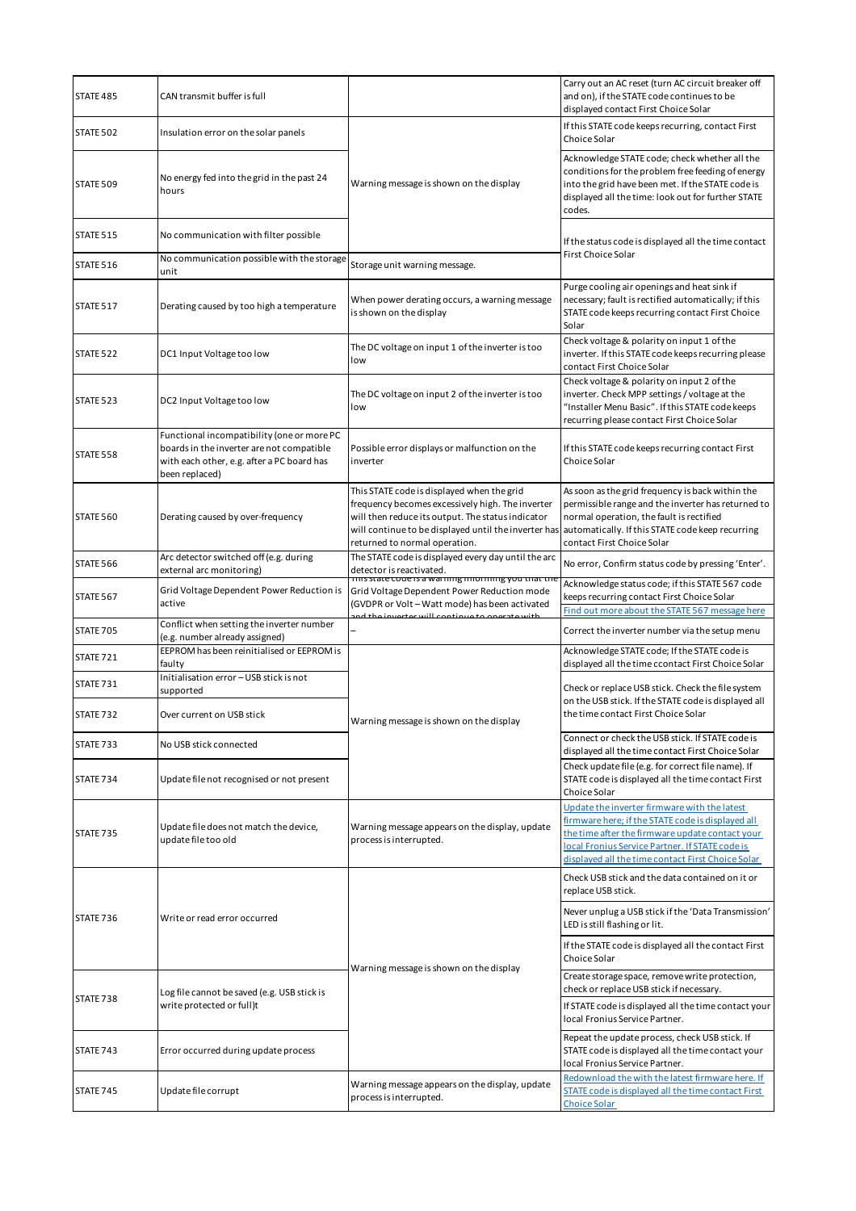| STATE 485 | CAN transmit buffer is full | | Carry out an AC reset (turn AC circuit breaker off and on), if the STATE code continues to be displayed contact First Choice Solar |
|---|---|---|---|
| STATE 502 | Insulation error on the solar panels | Warning message is shown on the display | If this STATE code keeps recurring, contact First Choice Solar |
| STATE 509 | No energy fed into the grid in the past 24 hours | Warning message is shown on the display | Acknowledge STATE code; check whether all the conditions for the problem free feeding of energy into the grid have been met. If the STATE code is displayed all the time: look out for further STATE codes. |
| STATE 515 | No communication with filter possible | Warning message is shown on the display | If the status code is displayed all the time contact First Choice Solar |
| STATE 516 | No communication possible with the storage unit | Storage unit warning message. | If the status code is displayed all the time contact First Choice Solar |
| STATE 517 | Derating caused by too high a temperature | When power derating occurs, a warning message is shown on the display | Purge cooling air openings and heat sink if necessary; fault is rectified automatically; if this STATE code keeps recurring contact First Choice Solar |
| STATE 522 | DC1 Input Voltage too low | The DC voltage on input 1 of the inverter is too low | Check voltage & polarity on input 1 of the inverter. If this STATE code keeps recurring please contact First Choice Solar |
| STATE 523 | DC2 Input Voltage too low | The DC voltage on input 2 of the inverter is too low | Check voltage & polarity on input 2 of the inverter. Check MPP settings / voltage at the "Installer Menu Basic". If this STATE code keeps recurring please contact First Choice Solar |
| STATE 558 | Functional incompatibility (one or more PC boards in the inverter are not compatible with each other, e.g. after a PC board has been replaced) | Possible error displays or malfunction on the inverter | If this STATE code keeps recurring contact First Choice Solar |
| STATE 560 | Derating caused by over-frequency | This STATE code is displayed when the grid frequency becomes excessively high. The inverter will then reduce its output. The status indicator will continue to be displayed until the inverter has returned to normal operation. | As soon as the grid frequency is back within the permissible range and the inverter has returned to normal operation, the fault is rectified automatically. If this STATE code keep recurring contact First Choice Solar |
| STATE 566 | Arc detector switched off (e.g. during external arc monitoring) | The STATE code is displayed every day until the arc detector is reactivated. | No error, Confirm status code by pressing 'Enter'. |
| STATE 567 | Grid Voltage Dependent Power Reduction is active | This state code is a warning informing you that the Grid Voltage Dependent Power Reduction mode (GVDPR or Volt – Watt mode) has been activated and the inverter will continue to operate with | Acknowledge status code; if this STATE 567 code keeps recurring contact First Choice Solar<br>Find out more about the STATE 567 message here |
| STATE 705 | Conflict when setting the inverter number (e.g. number already assigned) | – | Correct the inverter number via the setup menu |
| STATE 721 | EEPROM has been reinitialised or EEPROM is faulty | Warning message is shown on the display | Acknowledge STATE code; If the STATE code is displayed all the time ccontact First Choice Solar |
| STATE 731 | Initialisation error – USB stick is not supported | Warning message is shown on the display | Check or replace USB stick. Check the file system on the USB stick. If the STATE code is displayed all the time contact First Choice Solar |
| STATE 732 | Over current on USB stick | Warning message is shown on the display | Check or replace USB stick. Check the file system on the USB stick. If the STATE code is displayed all the time contact First Choice Solar |
| STATE 733 | No USB stick connected | Warning message is shown on the display | Connect or check the USB stick. If STATE code is displayed all the time contact First Choice Solar |
| STATE 734 | Update file not recognised or not present | Warning message is shown on the display | Check update file (e.g. for correct file name). If STATE code is displayed all the time contact First Choice Solar |
| STATE 735 | Update file does not match the device, update file too old | Warning message appears on the display, update process is interrupted. | Update the inverter firmware with the latest firmware here; if the STATE code is displayed all the time after the firmware update contact your local Fronius Service Partner. If STATE code is displayed all the time contact First Choice Solar |
| STATE 736 | Write or read error occurred | Warning message is shown on the display | Check USB stick and the data contained on it or replace USB stick.<br>Never unplug a USB stick if the 'Data Transmission' LED is still flashing or lit.<br>If the STATE code is displayed all the contact First Choice Solar |
| STATE 738 | Log file cannot be saved (e.g. USB stick is write protected or full)t | Warning message is shown on the display | Create storage space, remove write protection, check or replace USB stick if necessary.<br>If STATE code is displayed all the time contact your local Fronius Service Partner. |
| STATE 743 | Error occurred during update process | Warning message is shown on the display | Repeat the update process, check USB stick. If STATE code is displayed all the time contact your local Fronius Service Partner. |
| STATE 745 | Update file corrupt | Warning message appears on the display, update process is interrupted. | Redownload the with the latest firmware here. If STATE code is displayed all the time contact First Choice Solar |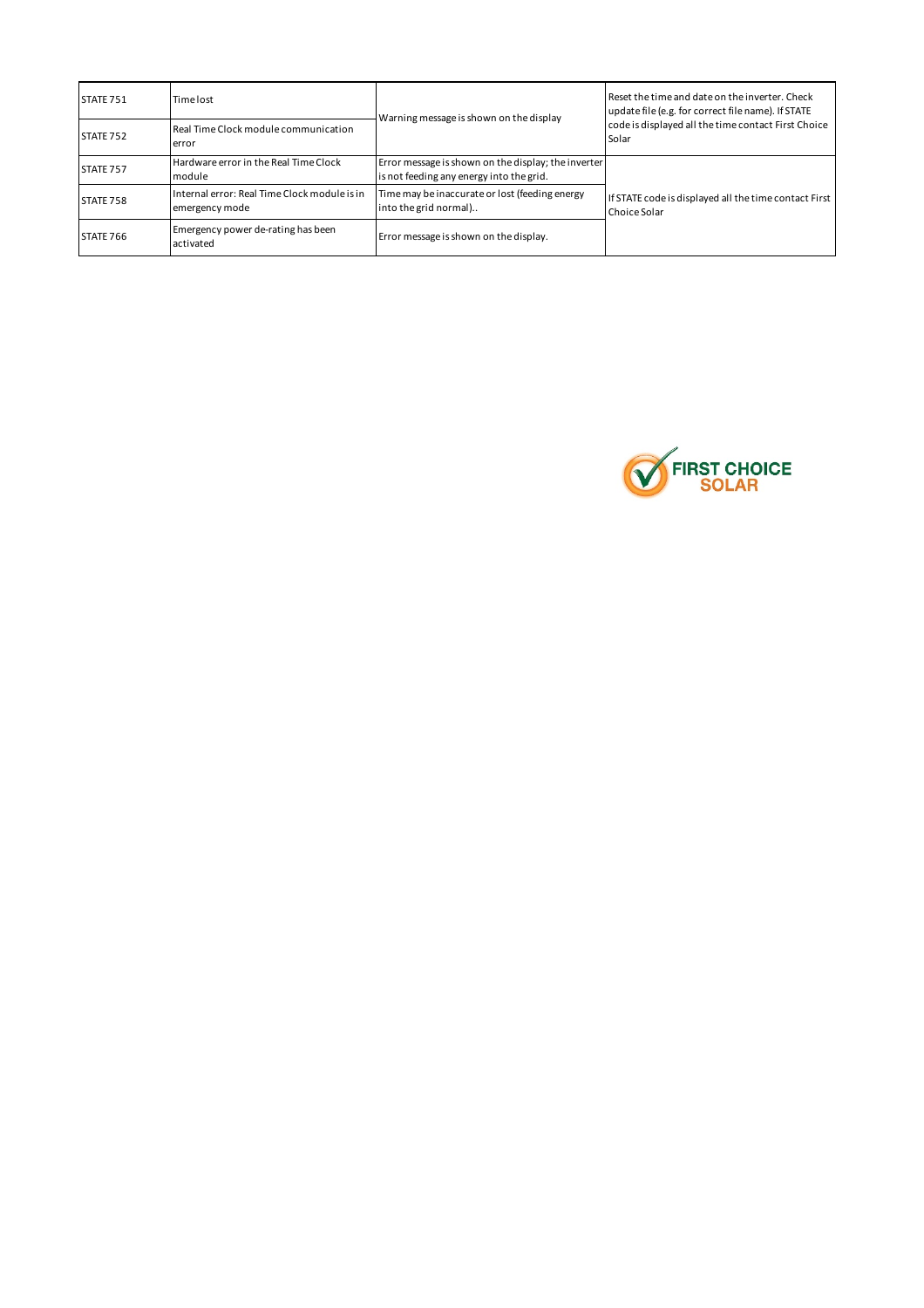| | | | |
|---|---|---|---|
| STATE 751 | Time lost | Warning message is shown on the display | Reset the time and date on the inverter. Check update file (e.g. for correct file name). If STATE code is displayed all the time contact First Choice Solar |
| STATE 752 | Real Time Clock module communication error | | |
| STATE 757 | Hardware error in the Real Time Clock module | Error message is shown on the display; the inverter is not feeding any energy into the grid. | If STATE code is displayed all the time contact First Choice Solar |
| STATE 758 | Internal error: Real Time Clock module is in emergency mode | Time may be inaccurate or lost (feeding energy into the grid normal).. | |
| STATE 766 | Emergency power de-rating has been activated | Error message is shown on the display. | |

FIRST CHOICE SOLAR